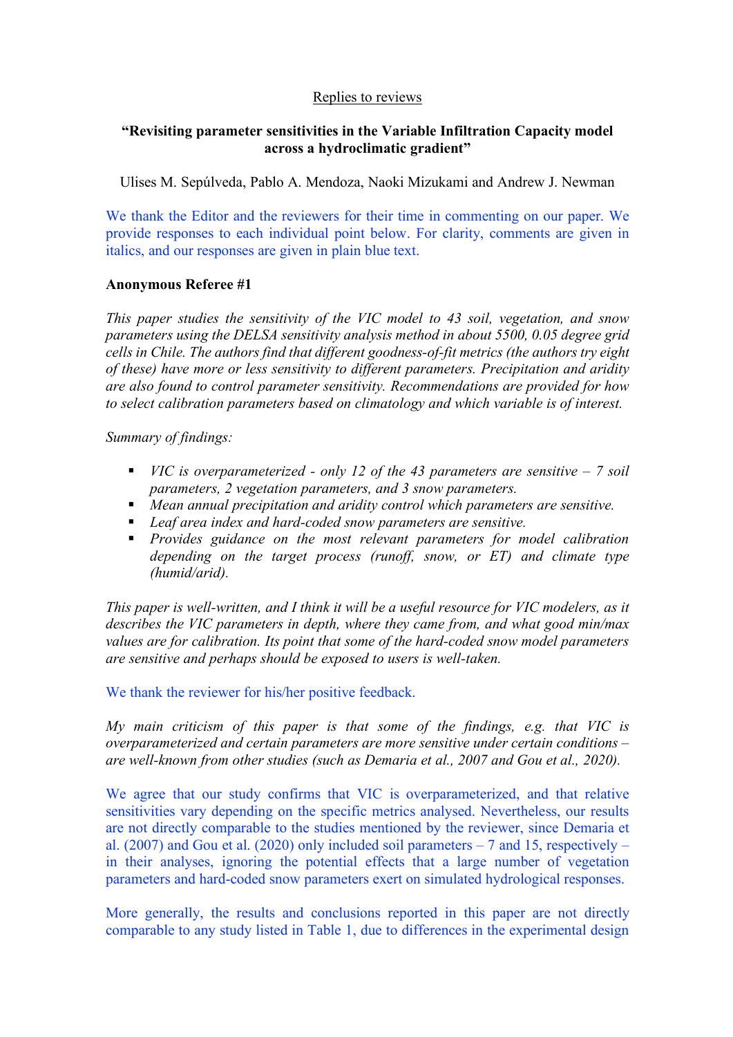Replies to reviews

**"Revisiting parameter sensitivities in the Variable Infiltration Capacity model across a hydroclimatic gradient"**

Ulises M. Sepúlveda, Pablo A. Mendoza, Naoki Mizukami and Andrew J. Newman

We thank the Editor and the reviewers for their time in commenting on our paper. We provide responses to each individual point below. For clarity, comments are given in italics, and our responses are given in plain blue text.

**Anonymous Referee #1**

*This paper studies the sensitivity of the VIC model to 43 soil, vegetation, and snow parameters using the DELSA sensitivity analysis method in about 5500, 0.05 degree grid cells in Chile. The authors find that different goodness-of-fit metrics (the authors try eight of these) have more or less sensitivity to different parameters. Precipitation and aridity are also found to control parameter sensitivity. Recommendations are provided for how to select calibration parameters based on climatology and which variable is of interest.*

*Summary of findings:*

- *VIC is overparameterized - only 12 of the 43 parameters are sensitive – 7 soil parameters, 2 vegetation parameters, and 3 snow parameters.*
- *Mean annual precipitation and aridity control which parameters are sensitive.*
- *Leaf area index and hard-coded snow parameters are sensitive.*
- *Provides guidance on the most relevant parameters for model calibration depending on the target process (runoff, snow, or ET) and climate type (humid/arid).*

*This paper is well-written, and I think it will be a useful resource for VIC modelers, as it describes the VIC parameters in depth, where they came from, and what good min/max values are for calibration. Its point that some of the hard-coded snow model parameters are sensitive and perhaps should be exposed to users is well-taken.*

We thank the reviewer for his/her positive feedback.

*My main criticism of this paper is that some of the findings, e.g. that VIC is overparameterized and certain parameters are more sensitive under certain conditions – are well-known from other studies (such as Demaria et al., 2007 and Gou et al., 2020).*

We agree that our study confirms that VIC is overparameterized, and that relative sensitivities vary depending on the specific metrics analysed. Nevertheless, our results are not directly comparable to the studies mentioned by the reviewer, since Demaria et al. (2007) and Gou et al. (2020) only included soil parameters – 7 and 15, respectively – in their analyses, ignoring the potential effects that a large number of vegetation parameters and hard-coded snow parameters exert on simulated hydrological responses.

More generally, the results and conclusions reported in this paper are not directly comparable to any study listed in Table 1, due to differences in the experimental design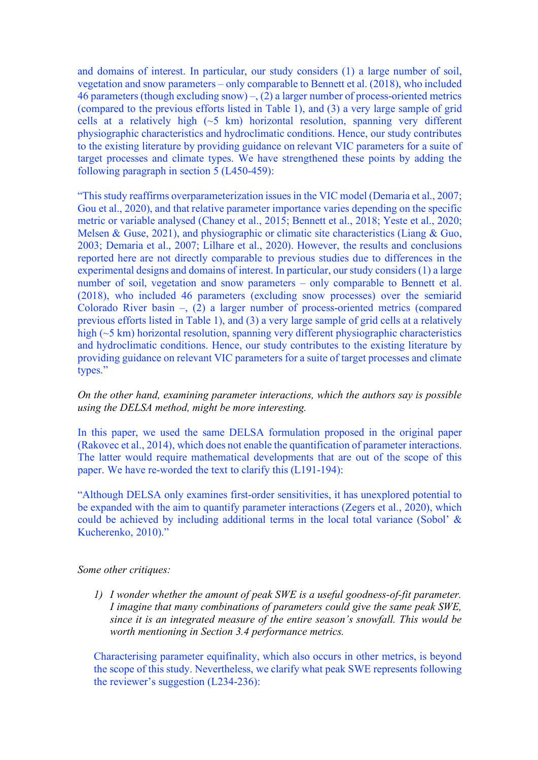and domains of interest. In particular, our study considers (1) a large number of soil, vegetation and snow parameters – only comparable to Bennett et al. (2018), who included 46 parameters (though excluding snow) –, (2) a larger number of process-oriented metrics (compared to the previous efforts listed in Table 1), and (3) a very large sample of grid cells at a relatively high (~5 km) horizontal resolution, spanning very different physiographic characteristics and hydroclimatic conditions. Hence, our study contributes to the existing literature by providing guidance on relevant VIC parameters for a suite of target processes and climate types. We strengthened these points by adding the following paragraph in section 5 (L450-459):

"This study reaffirms overparameterization issues in the VIC model (Demaria et al., 2007; Gou et al., 2020), and that relative parameter importance varies depending on the specific metric or variable analysed (Chaney et al., 2015; Bennett et al., 2018; Yeste et al., 2020; Melsen & Guse, 2021), and physiographic or climatic site characteristics (Liang & Guo, 2003; Demaria et al., 2007; Lilhare et al., 2020). However, the results and conclusions reported here are not directly comparable to previous studies due to differences in the experimental designs and domains of interest. In particular, our study considers (1) a large number of soil, vegetation and snow parameters – only comparable to Bennett et al. (2018), who included 46 parameters (excluding snow processes) over the semiarid Colorado River basin –, (2) a larger number of process-oriented metrics (compared previous efforts listed in Table 1), and (3) a very large sample of grid cells at a relatively high (~5 km) horizontal resolution, spanning very different physiographic characteristics and hydroclimatic conditions. Hence, our study contributes to the existing literature by providing guidance on relevant VIC parameters for a suite of target processes and climate types."

*On the other hand, examining parameter interactions, which the authors say is possible using the DELSA method, might be more interesting.*

In this paper, we used the same DELSA formulation proposed in the original paper (Rakovec et al., 2014), which does not enable the quantification of parameter interactions. The latter would require mathematical developments that are out of the scope of this paper. We have re-worded the text to clarify this (L191-194):

"Although DELSA only examines first-order sensitivities, it has unexplored potential to be expanded with the aim to quantify parameter interactions (Zegers et al., 2020), which could be achieved by including additional terms in the local total variance (Sobol' & Kucherenko, 2010)."

*Some other critiques:*

1) *I wonder whether the amount of peak SWE is a useful goodness-of-fit parameter. I imagine that many combinations of parameters could give the same peak SWE, since it is an integrated measure of the entire season's snowfall. This would be worth mentioning in Section 3.4 performance metrics.*

Characterising parameter equifinality, which also occurs in other metrics, is beyond the scope of this study. Nevertheless, we clarify what peak SWE represents following the reviewer's suggestion (L234-236):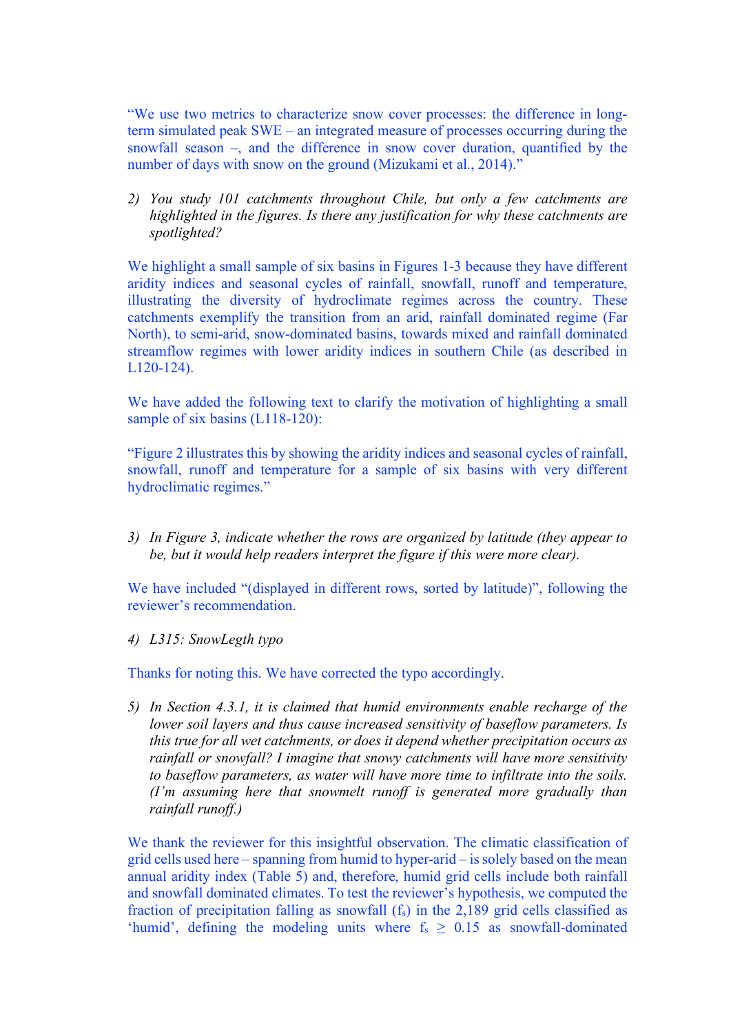"We use two metrics to characterize snow cover processes: the difference in long-term simulated peak SWE – an integrated measure of processes occurring during the snowfall season –, and the difference in snow cover duration, quantified by the number of days with snow on the ground (Mizukami et al., 2014)."

2) *You study 101 catchments throughout Chile, but only a few catchments are highlighted in the figures. Is there any justification for why these catchments are spotlighted?*

We highlight a small sample of six basins in Figures 1-3 because they have different aridity indices and seasonal cycles of rainfall, snowfall, runoff and temperature, illustrating the diversity of hydroclimate regimes across the country. These catchments exemplify the transition from an arid, rainfall dominated regime (Far North), to semi-arid, snow-dominated basins, towards mixed and rainfall dominated streamflow regimes with lower aridity indices in southern Chile (as described in L120-124).

We have added the following text to clarify the motivation of highlighting a small sample of six basins (L118-120):

"Figure 2 illustrates this by showing the aridity indices and seasonal cycles of rainfall, snowfall, runoff and temperature for a sample of six basins with very different hydroclimatic regimes."

3) *In Figure 3, indicate whether the rows are organized by latitude (they appear to be, but it would help readers interpret the figure if this were more clear).*

We have included "(displayed in different rows, sorted by latitude)", following the reviewer's recommendation.

4) *L315: SnowLegth typo*

Thanks for noting this. We have corrected the typo accordingly.

5) *In Section 4.3.1, it is claimed that humid environments enable recharge of the lower soil layers and thus cause increased sensitivity of baseflow parameters. Is this true for all wet catchments, or does it depend whether precipitation occurs as rainfall or snowfall? I imagine that snowy catchments will have more sensitivity to baseflow parameters, as water will have more time to infiltrate into the soils. (I'm assuming here that snowmelt runoff is generated more gradually than rainfall runoff.)*

We thank the reviewer for this insightful observation. The climatic classification of grid cells used here – spanning from humid to hyper-arid – is solely based on the mean annual aridity index (Table 5) and, therefore, humid grid cells include both rainfall and snowfall dominated climates. To test the reviewer's hypothesis, we computed the fraction of precipitation falling as snowfall ($f_s$) in the 2,189 grid cells classified as 'humid', defining the modeling units where $f_s \geq 0.15$ as snowfall-dominated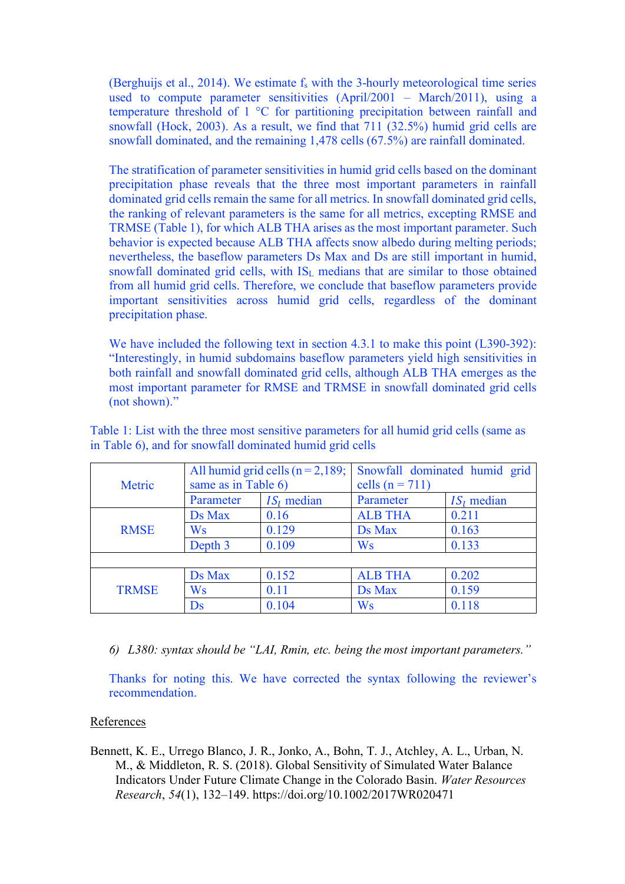(Berghuijs et al., 2014). We estimate $f_s$ with the 3-hourly meteorological time series used to compute parameter sensitivities (April/2001 – March/2011), using a temperature threshold of 1 °C for partitioning precipitation between rainfall and snowfall (Hock, 2003). As a result, we find that 711 (32.5%) humid grid cells are snowfall dominated, and the remaining 1,478 cells (67.5%) are rainfall dominated.

The stratification of parameter sensitivities in humid grid cells based on the dominant precipitation phase reveals that the three most important parameters in rainfall dominated grid cells remain the same for all metrics. In snowfall dominated grid cells, the ranking of relevant parameters is the same for all metrics, excepting RMSE and TRMSE (Table 1), for which ALB THA arises as the most important parameter. Such behavior is expected because ALB THA affects snow albedo during melting periods; nevertheless, the baseflow parameters Ds Max and Ds are still important in humid, snowfall dominated grid cells, with $IS_L$ medians that are similar to those obtained from all humid grid cells. Therefore, we conclude that baseflow parameters provide important sensitivities across humid grid cells, regardless of the dominant precipitation phase.

We have included the following text in section 4.3.1 to make this point (L390-392): "Interestingly, in humid subdomains baseflow parameters yield high sensitivities in both rainfall and snowfall dominated grid cells, although ALB THA emerges as the most important parameter for RMSE and TRMSE in snowfall dominated grid cells (not shown)."

Table 1: List with the three most sensitive parameters for all humid grid cells (same as in Table 6), and for snowfall dominated humid grid cells

| Metric | All humid grid cells (n = 2,189; same as in Table 6) | | Snowfall dominated humid grid cells (n = 711) | |
|---|---|---|---|---|
| | Parameter | $IS_l$ median | Parameter | $IS_l$ median |
| RMSE | Ds Max | 0.16 | ALB THA | 0.211 |
| | Ws | 0.129 | Ds Max | 0.163 |
| | Depth 3 | 0.109 | Ws | 0.133 |
| | | | | |
| TRMSE | Ds Max | 0.152 | ALB THA | 0.202 |
| | Ws | 0.11 | Ds Max | 0.159 |
| | Ds | 0.104 | Ws | 0.118 |

*6) L380: syntax should be "LAI, Rmin, etc. being the most important parameters."*

Thanks for noting this. We have corrected the syntax following the reviewer's recommendation.

References

Bennett, K. E., Urrego Blanco, J. R., Jonko, A., Bohn, T. J., Atchley, A. L., Urban, N. M., & Middleton, R. S. (2018). Global Sensitivity of Simulated Water Balance Indicators Under Future Climate Change in the Colorado Basin. *Water Resources Research*, *54*(1), 132–149. https://doi.org/10.1002/2017WR020471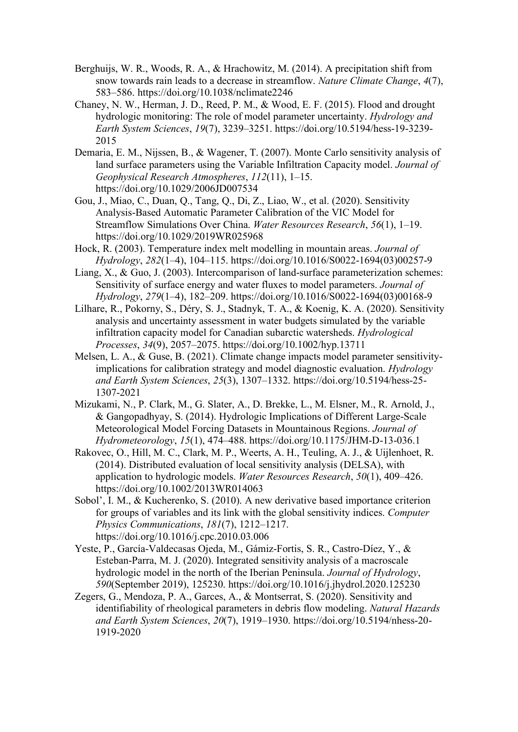Berghuijs, W. R., Woods, R. A., & Hrachowitz, M. (2014). A precipitation shift from snow towards rain leads to a decrease in streamflow. *Nature Climate Change*, *4*(7), 583–586. https://doi.org/10.1038/nclimate2246

Chaney, N. W., Herman, J. D., Reed, P. M., & Wood, E. F. (2015). Flood and drought hydrologic monitoring: The role of model parameter uncertainty. *Hydrology and Earth System Sciences*, *19*(7), 3239–3251. https://doi.org/10.5194/hess-19-3239-2015

Demaria, E. M., Nijssen, B., & Wagener, T. (2007). Monte Carlo sensitivity analysis of land surface parameters using the Variable Infiltration Capacity model. *Journal of Geophysical Research Atmospheres*, *112*(11), 1–15. https://doi.org/10.1029/2006JD007534

Gou, J., Miao, C., Duan, Q., Tang, Q., Di, Z., Liao, W., et al. (2020). Sensitivity Analysis-Based Automatic Parameter Calibration of the VIC Model for Streamflow Simulations Over China. *Water Resources Research*, *56*(1), 1–19. https://doi.org/10.1029/2019WR025968

Hock, R. (2003). Temperature index melt modelling in mountain areas. *Journal of Hydrology*, *282*(1–4), 104–115. https://doi.org/10.1016/S0022-1694(03)00257-9

Liang, X., & Guo, J. (2003). Intercomparison of land-surface parameterization schemes: Sensitivity of surface energy and water fluxes to model parameters. *Journal of Hydrology*, *279*(1–4), 182–209. https://doi.org/10.1016/S0022-1694(03)00168-9

Lilhare, R., Pokorny, S., Déry, S. J., Stadnyk, T. A., & Koenig, K. A. (2020). Sensitivity analysis and uncertainty assessment in water budgets simulated by the variable infiltration capacity model for Canadian subarctic watersheds. *Hydrological Processes*, *34*(9), 2057–2075. https://doi.org/10.1002/hyp.13711

Melsen, L. A., & Guse, B. (2021). Climate change impacts model parameter sensitivity-implications for calibration strategy and model diagnostic evaluation. *Hydrology and Earth System Sciences*, *25*(3), 1307–1332. https://doi.org/10.5194/hess-25-1307-2021

Mizukami, N., P. Clark, M., G. Slater, A., D. Brekke, L., M. Elsner, M., R. Arnold, J., & Gangopadhyay, S. (2014). Hydrologic Implications of Different Large-Scale Meteorological Model Forcing Datasets in Mountainous Regions. *Journal of Hydrometeorology*, *15*(1), 474–488. https://doi.org/10.1175/JHM-D-13-036.1

Rakovec, O., Hill, M. C., Clark, M. P., Weerts, A. H., Teuling, A. J., & Uijlenhoet, R. (2014). Distributed evaluation of local sensitivity analysis (DELSA), with application to hydrologic models. *Water Resources Research*, *50*(1), 409–426. https://doi.org/10.1002/2013WR014063

Sobol', I. M., & Kucherenko, S. (2010). A new derivative based importance criterion for groups of variables and its link with the global sensitivity indices. *Computer Physics Communications*, *181*(7), 1212–1217. https://doi.org/10.1016/j.cpc.2010.03.006

Yeste, P., García-Valdecasas Ojeda, M., Gámiz-Fortis, S. R., Castro-Díez, Y., & Esteban-Parra, M. J. (2020). Integrated sensitivity analysis of a macroscale hydrologic model in the north of the Iberian Peninsula. *Journal of Hydrology*, *590*(September 2019), 125230. https://doi.org/10.1016/j.jhydrol.2020.125230

Zegers, G., Mendoza, P. A., Garces, A., & Montserrat, S. (2020). Sensitivity and identifiability of rheological parameters in debris flow modeling. *Natural Hazards and Earth System Sciences*, *20*(7), 1919–1930. https://doi.org/10.5194/nhess-20-1919-2020